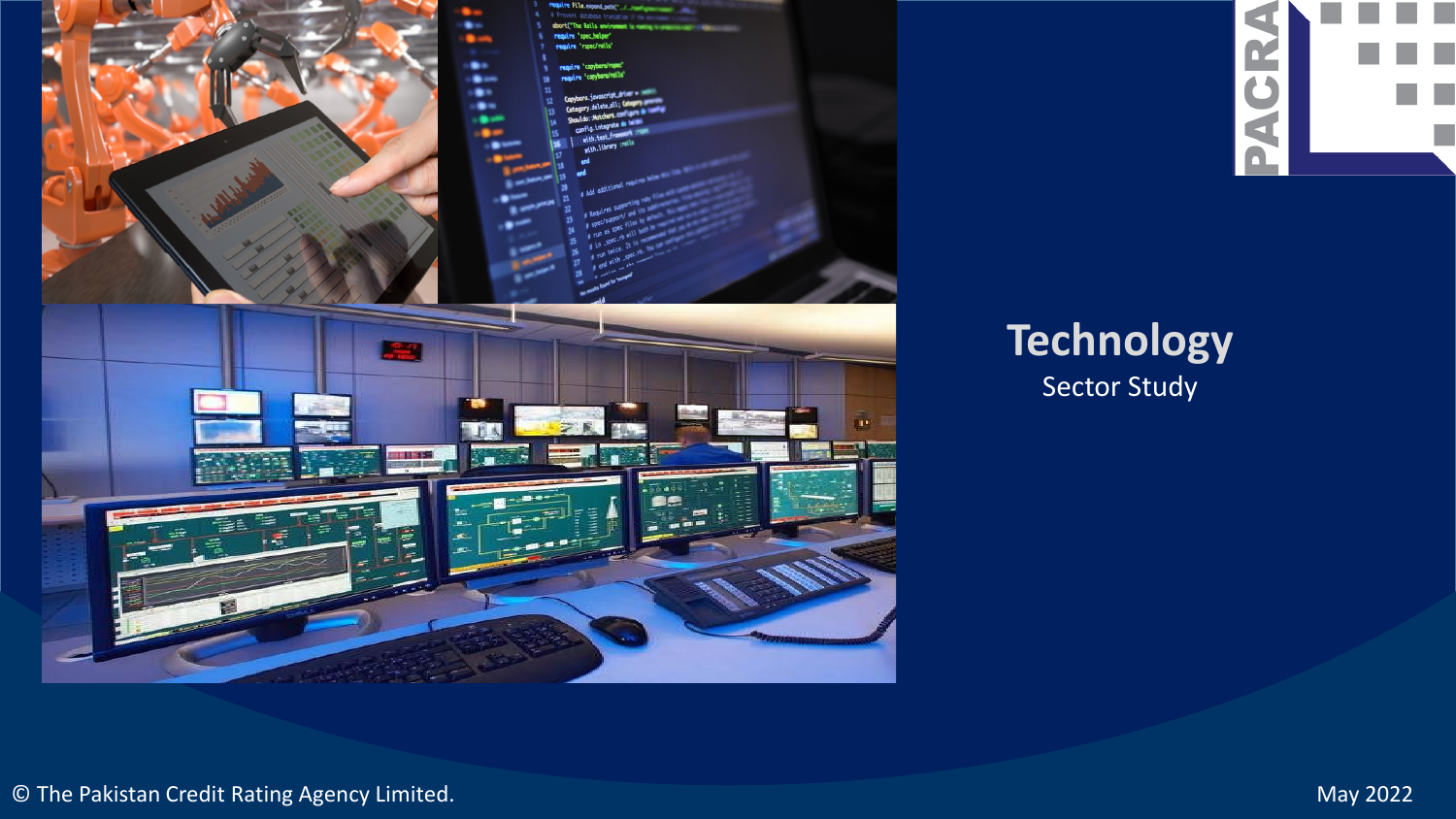# Technology

Sector Study

© The Pakistan Credit Rating Agency Limited.

May 2022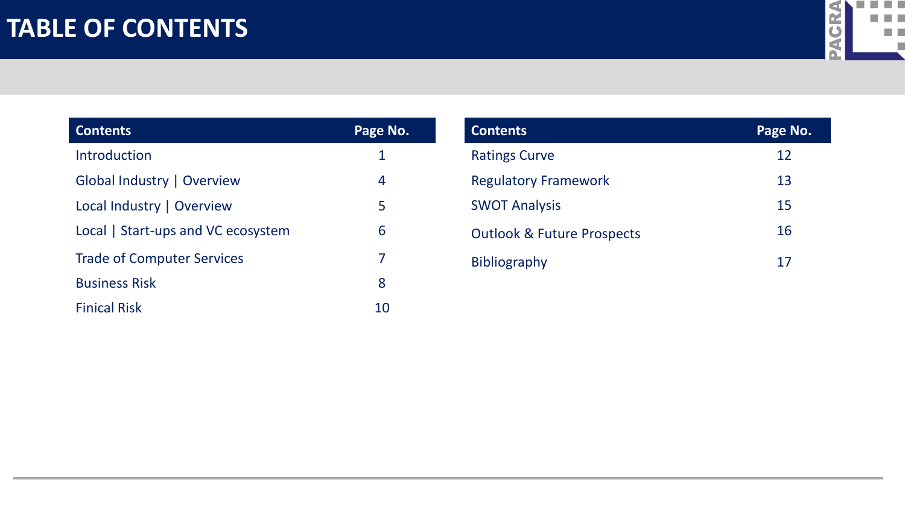# TABLE OF CONTENTS

| Contents | Page No. |
|---|---|
| Introduction | 1 |
| Global Industry \| Overview | 4 |
| Local Industry \| Overview | 5 |
| Local \| Start-ups and VC ecosystem | 6 |
| Trade of Computer Services | 7 |
| Business Risk | 8 |
| Finical Risk | 10 |

| Contents | Page No. |
|---|---|
| Ratings Curve | 12 |
| Regulatory Framework | 13 |
| SWOT Analysis | 15 |
| Outlook & Future Prospects | 16 |
| Bibliography | 17 |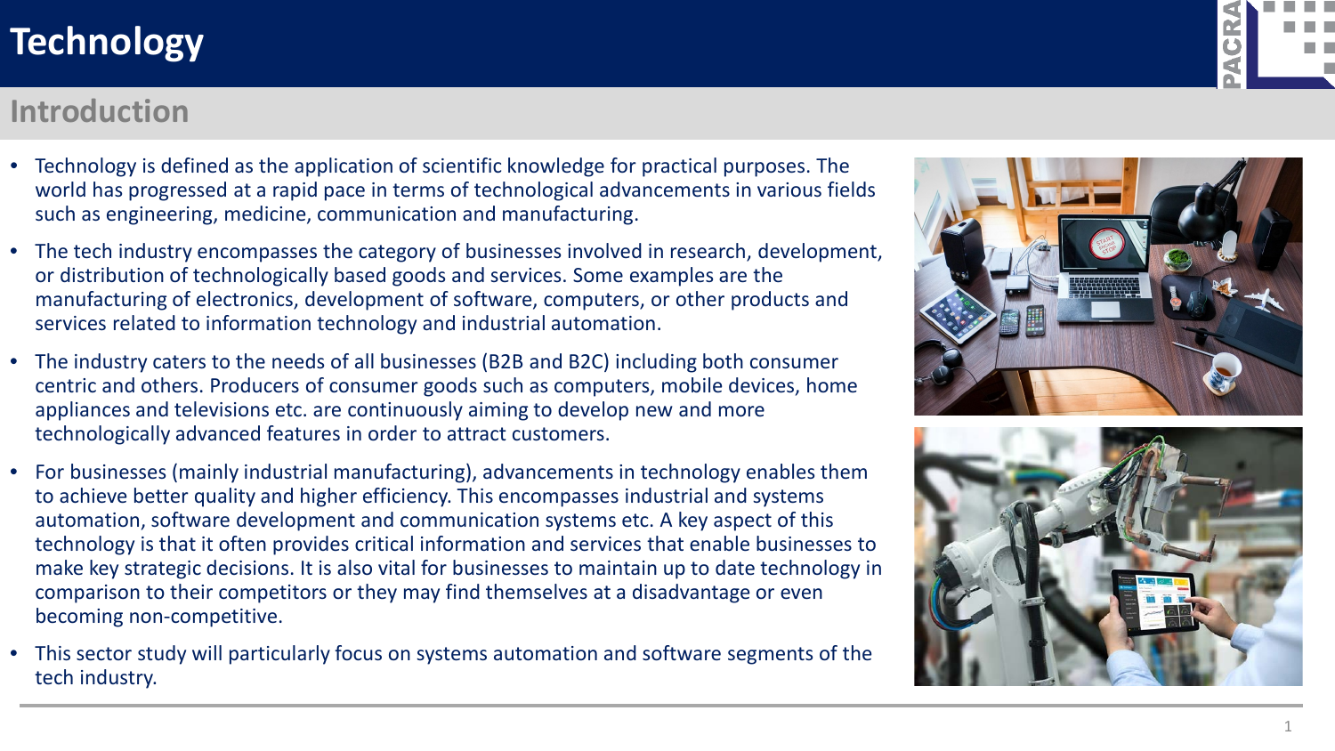# Technology

## Introduction

- Technology is defined as the application of scientific knowledge for practical purposes. The world has progressed at a rapid pace in terms of technological advancements in various fields such as engineering, medicine, communication and manufacturing.
- The tech industry encompasses the category of businesses involved in research, development, or distribution of technologically based goods and services. Some examples are the manufacturing of electronics, development of software, computers, or other products and services related to information technology and industrial automation.
- The industry caters to the needs of all businesses (B2B and B2C) including both consumer centric and others. Producers of consumer goods such as computers, mobile devices, home appliances and televisions etc. are continuously aiming to develop new and more technologically advanced features in order to attract customers.
- For businesses (mainly industrial manufacturing), advancements in technology enables them to achieve better quality and higher efficiency. This encompasses industrial and systems automation, software development and communication systems etc. A key aspect of this technology is that it often provides critical information and services that enable businesses to make key strategic decisions. It is also vital for businesses to maintain up to date technology in comparison to their competitors or they may find themselves at a disadvantage or even becoming non-competitive.
- This sector study will particularly focus on systems automation and software segments of the tech industry.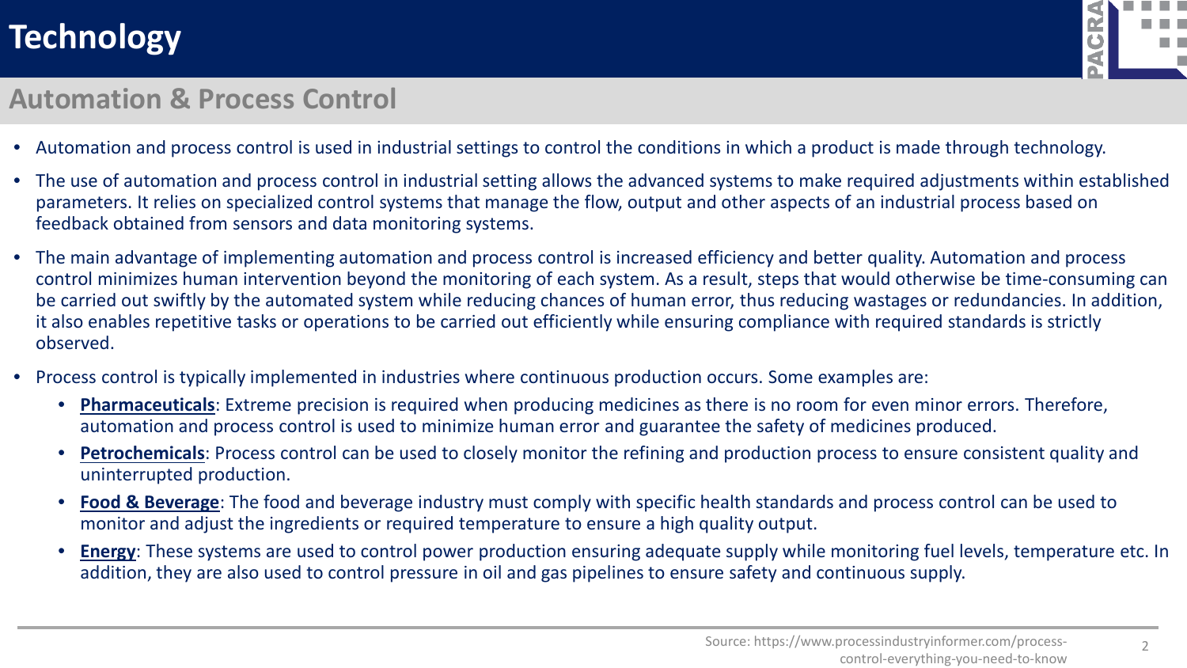# Technology

## Automation & Process Control

- Automation and process control is used in industrial settings to control the conditions in which a product is made through technology.
- The use of automation and process control in industrial setting allows the advanced systems to make required adjustments within established parameters. It relies on specialized control systems that manage the flow, output and other aspects of an industrial process based on feedback obtained from sensors and data monitoring systems.
- The main advantage of implementing automation and process control is increased efficiency and better quality. Automation and process control minimizes human intervention beyond the monitoring of each system. As a result, steps that would otherwise be time-consuming can be carried out swiftly by the automated system while reducing chances of human error, thus reducing wastages or redundancies. In addition, it also enables repetitive tasks or operations to be carried out efficiently while ensuring compliance with required standards is strictly observed.
- Process control is typically implemented in industries where continuous production occurs. Some examples are:
  - **Pharmaceuticals**: Extreme precision is required when producing medicines as there is no room for even minor errors. Therefore, automation and process control is used to minimize human error and guarantee the safety of medicines produced.
  - **Petrochemicals**: Process control can be used to closely monitor the refining and production process to ensure consistent quality and uninterrupted production.
  - **Food & Beverage**: The food and beverage industry must comply with specific health standards and process control can be used to monitor and adjust the ingredients or required temperature to ensure a high quality output.
  - **Energy**: These systems are used to control power production ensuring adequate supply while monitoring fuel levels, temperature etc. In addition, they are also used to control pressure in oil and gas pipelines to ensure safety and continuous supply.

Source: https://www.processindustryinformer.com/process-control-everything-you-need-to-know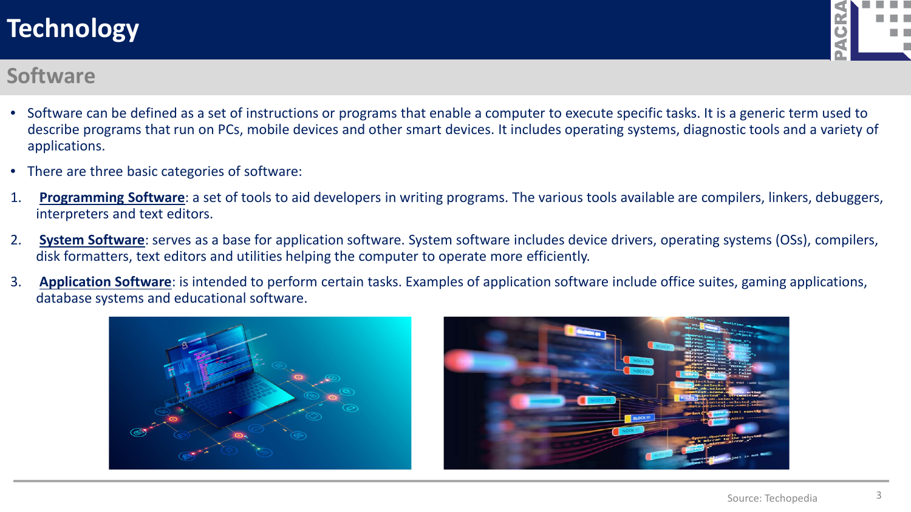# Technology

## Software

- Software can be defined as a set of instructions or programs that enable a computer to execute specific tasks. It is a generic term used to describe programs that run on PCs, mobile devices and other smart devices. It includes operating systems, diagnostic tools and a variety of applications.
- There are three basic categories of software:

1. **Programming Software**: a set of tools to aid developers in writing programs. The various tools available are compilers, linkers, debuggers, interpreters and text editors.
2. **System Software**: serves as a base for application software. System software includes device drivers, operating systems (OSs), compilers, disk formatters, text editors and utilities helping the computer to operate more efficiently.
3. **Application Software**: is intended to perform certain tasks. Examples of application software include office suites, gaming applications, database systems and educational software.

Source: Techopedia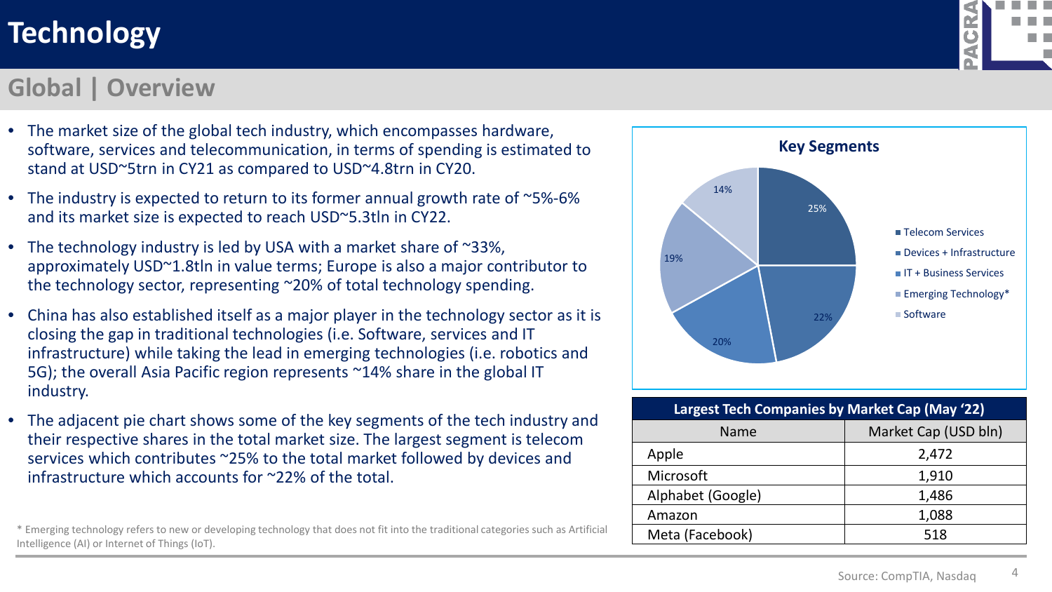# Technology

## Global | Overview

- The market size of the global tech industry, which encompasses hardware, software, services and telecommunication, in terms of spending is estimated to stand at USD~5trn in CY21 as compared to USD~4.8trn in CY20.
- The industry is expected to return to its former annual growth rate of ~5%-6% and its market size is expected to reach USD~5.3tln in CY22.
- The technology industry is led by USA with a market share of ~33%, approximately USD~1.8tln in value terms; Europe is also a major contributor to the technology sector, representing ~20% of total technology spending.
- China has also established itself as a major player in the technology sector as it is closing the gap in traditional technologies (i.e. Software, services and IT infrastructure) while taking the lead in emerging technologies (i.e. robotics and 5G); the overall Asia Pacific region represents ~14% share in the global IT industry.
- The adjacent pie chart shows some of the key segments of the tech industry and their respective shares in the total market size. The largest segment is telecom services which contributes ~25% to the total market followed by devices and infrastructure which accounts for ~22% of the total.

**Key Segments**

| Segment | Share |
|---|---|
| Telecom Services | 25% |
| Devices + Infrastructure | 22% |
| IT + Business Services | 20% |
| Emerging Technology* | 19% |
| Software | 14% |

| Largest Tech Companies by Market Cap (May '22) | |
|---|---|
| Name | Market Cap (USD bln) |
| Apple | 2,472 |
| Microsoft | 1,910 |
| Alphabet (Google) | 1,486 |
| Amazon | 1,088 |
| Meta (Facebook) | 518 |

* Emerging technology refers to new or developing technology that does not fit into the traditional categories such as Artificial Intelligence (AI) or Internet of Things (IoT).

Source: CompTIA, Nasdaq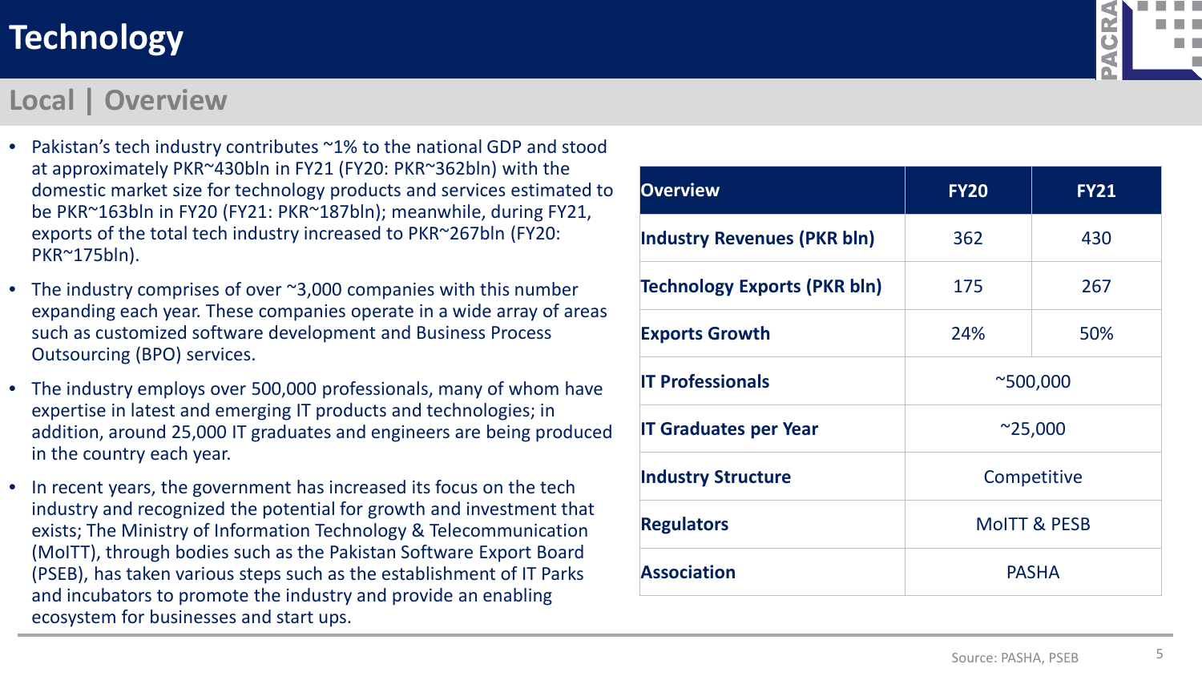# Technology

## Local | Overview

- Pakistan's tech industry contributes ~1% to the national GDP and stood at approximately PKR~430bln in FY21 (FY20: PKR~362bln) with the domestic market size for technology products and services estimated to be PKR~163bln in FY20 (FY21: PKR~187bln); meanwhile, during FY21, exports of the total tech industry increased to PKR~267bln (FY20: PKR~175bln).
- The industry comprises of over ~3,000 companies with this number expanding each year. These companies operate in a wide array of areas such as customized software development and Business Process Outsourcing (BPO) services.
- The industry employs over 500,000 professionals, many of whom have expertise in latest and emerging IT products and technologies; in addition, around 25,000 IT graduates and engineers are being produced in the country each year.
- In recent years, the government has increased its focus on the tech industry and recognized the potential for growth and investment that exists; The Ministry of Information Technology & Telecommunication (MoITT), through bodies such as the Pakistan Software Export Board (PSEB), has taken various steps such as the establishment of IT Parks and incubators to promote the industry and provide an enabling ecosystem for businesses and start ups.

| Overview | FY20 | FY21 |
|---|---|---|
| **Industry Revenues (PKR bln)** | 362 | 430 |
| **Technology Exports (PKR bln)** | 175 | 267 |
| **Exports Growth** | 24% | 50% |
| **IT Professionals** | ~500,000 | |
| **IT Graduates per Year** | ~25,000 | |
| **Industry Structure** | Competitive | |
| **Regulators** | MoITT & PESB | |
| **Association** | PASHA | |

Source: PASHA, PSEB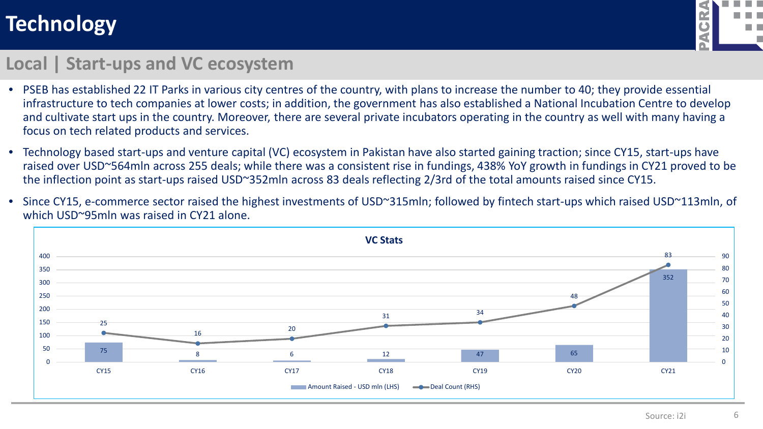# Technology

## Local | Start-ups and VC ecosystem

- PSEB has established 22 IT Parks in various city centres of the country, with plans to increase the number to 40; they provide essential infrastructure to tech companies at lower costs; in addition, the government has also established a National Incubation Centre to develop and cultivate start ups in the country. Moreover, there are several private incubators operating in the country as well with many having a focus on tech related products and services.
- Technology based start-ups and venture capital (VC) ecosystem in Pakistan have also started gaining traction; since CY15, start-ups have raised over USD~564mln across 255 deals; while there was a consistent rise in fundings, 438% YoY growth in fundings in CY21 proved to be the inflection point as start-ups raised USD~352mln across 83 deals reflecting 2/3rd of the total amounts raised since CY15.
- Since CY15, e-commerce sector raised the highest investments of USD~315mln; followed by fintech start-ups which raised USD~113mln, of which USD~95mln was raised in CY21 alone.

**VC Stats**

| | CY15 | CY16 | CY17 | CY18 | CY19 | CY20 | CY21 |
|---|---|---|---|---|---|---|---|
| Amount Raised - USD mln (LHS) | 75 | 8 | 6 | 12 | 47 | 65 | 352 |
| Deal Count (RHS) | 25 | 16 | 20 | 31 | 34 | 48 | 83 |

Source: i2i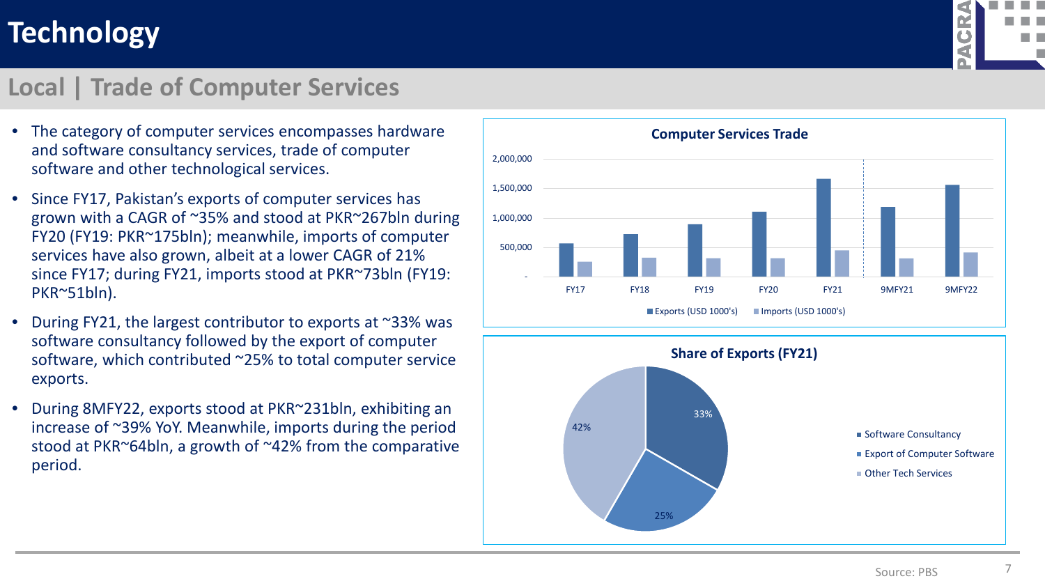# Technology

## Local | Trade of Computer Services

- The category of computer services encompasses hardware and software consultancy services, trade of computer software and other technological services.
- Since FY17, Pakistan's exports of computer services has grown with a CAGR of ~35% and stood at PKR~267bln during FY20 (FY19: PKR~175bln); meanwhile, imports of computer services have also grown, albeit at a lower CAGR of 21% since FY17; during FY21, imports stood at PKR~73bln (FY19: PKR~51bln).
- During FY21, the largest contributor to exports at ~33% was software consultancy followed by the export of computer software, which contributed ~25% to total computer service exports.
- During 8MFY22, exports stood at PKR~231bln, exhibiting an increase of ~39% YoY. Meanwhile, imports during the period stood at PKR~64bln, a growth of ~42% from the comparative period.

**Computer Services Trade**

Legend: Exports (USD 1000's), Imports (USD 1000's)

Categories: FY17, FY18, FY19, FY20, FY21, 9MFY21, 9MFY22

Y-axis: -, 500,000, 1,000,000, 1,500,000, 2,000,000

**Share of Exports (FY21)**

| Category | Share |
|---|---|
| Software Consultancy | 33% |
| Export of Computer Software | 25% |
| Other Tech Services | 42% |

Source: PBS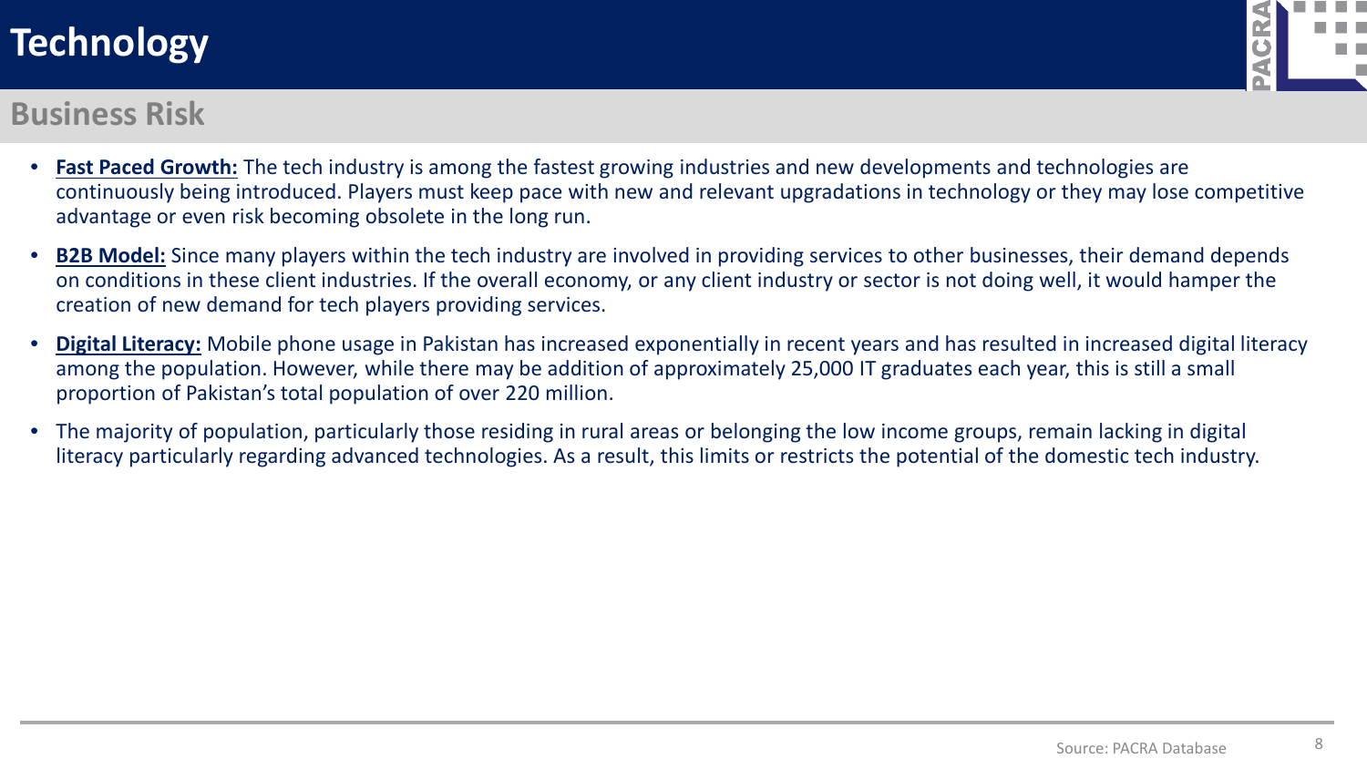# Technology

## Business Risk

- **Fast Paced Growth:** The tech industry is among the fastest growing industries and new developments and technologies are continuously being introduced. Players must keep pace with new and relevant upgradations in technology or they may lose competitive advantage or even risk becoming obsolete in the long run.
- **B2B Model:** Since many players within the tech industry are involved in providing services to other businesses, their demand depends on conditions in these client industries. If the overall economy, or any client industry or sector is not doing well, it would hamper the creation of new demand for tech players providing services.
- **Digital Literacy:** Mobile phone usage in Pakistan has increased exponentially in recent years and has resulted in increased digital literacy among the population. However, while there may be addition of approximately 25,000 IT graduates each year, this is still a small proportion of Pakistan's total population of over 220 million.
- The majority of population, particularly those residing in rural areas or belonging the low income groups, remain lacking in digital literacy particularly regarding advanced technologies. As a result, this limits or restricts the potential of the domestic tech industry.

Source: PACRA Database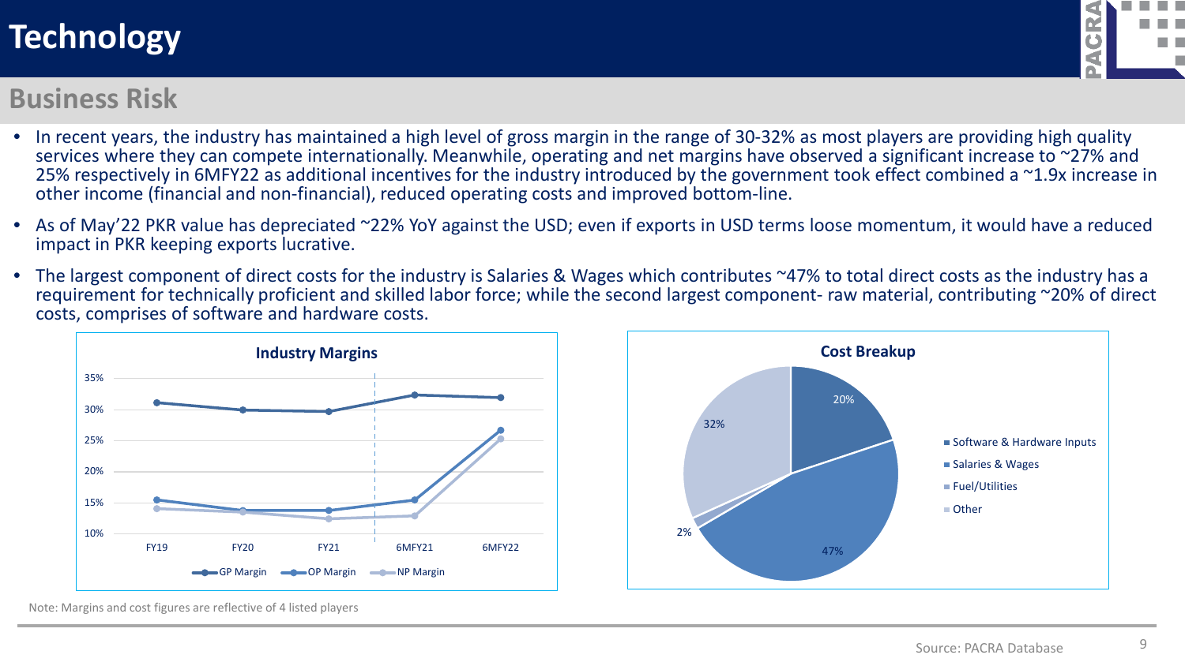# Technology

## Business Risk

- In recent years, the industry has maintained a high level of gross margin in the range of 30-32% as most players are providing high quality services where they can compete internationally. Meanwhile, operating and net margins have observed a significant increase to ~27% and 25% respectively in 6MFY22 as additional incentives for the industry introduced by the government took effect combined a ~1.9x increase in other income (financial and non-financial), reduced operating costs and improved bottom-line.
- As of May'22 PKR value has depreciated ~22% YoY against the USD; even if exports in USD terms loose momentum, it would have a reduced impact in PKR keeping exports lucrative.
- The largest component of direct costs for the industry is Salaries & Wages which contributes ~47% to total direct costs as the industry has a requirement for technically proficient and skilled labor force; while the second largest component- raw material, contributing ~20% of direct costs, comprises of software and hardware costs.

**Industry Margins**

| | FY19 | FY20 | FY21 | 6MFY21 | 6MFY22 |
|---|---|---|---|---|---|
| GP Margin | ~31% | ~30% | ~30% | ~32% | ~32% |
| OP Margin | ~15% | ~14% | ~14% | ~15% | ~27% |
| NP Margin | ~14% | ~13% | ~12% | ~13% | ~25% |

**Cost Breakup**

| Component | Share |
|---|---|
| Software & Hardware Inputs | 20% |
| Salaries & Wages | 47% |
| Fuel/Utilities | 2% |
| Other | 32% |

Note: Margins and cost figures are reflective of 4 listed players

Source: PACRA Database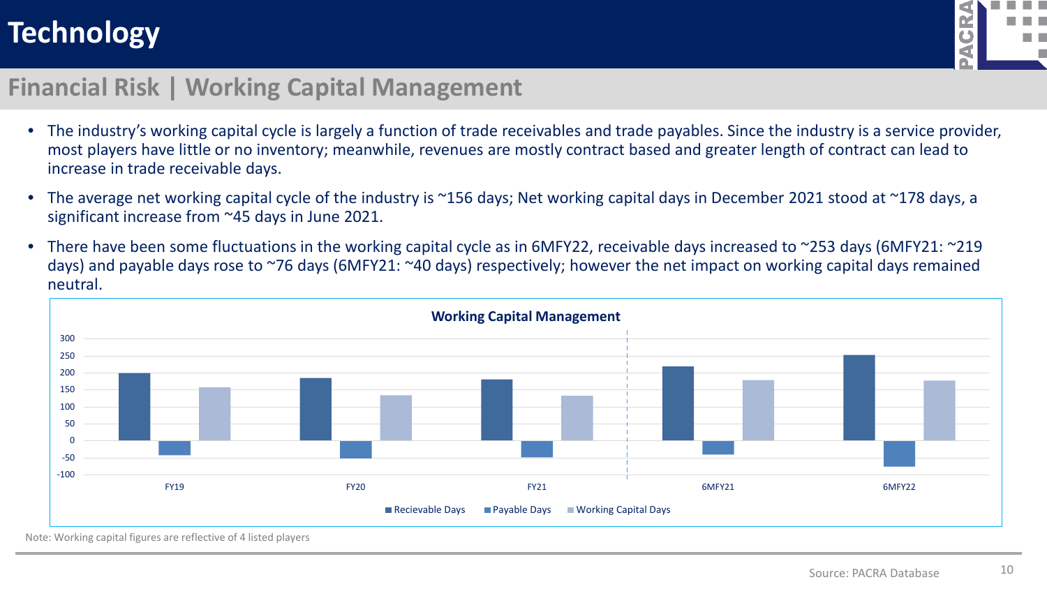# Technology

## Financial Risk | Working Capital Management

- The industry's working capital cycle is largely a function of trade receivables and trade payables. Since the industry is a service provider, most players have little or no inventory; meanwhile, revenues are mostly contract based and greater length of contract can lead to increase in trade receivable days.
- The average net working capital cycle of the industry is ~156 days; Net working capital days in December 2021 stood at ~178 days, a significant increase from ~45 days in June 2021.
- There have been some fluctuations in the working capital cycle as in 6MFY22, receivable days increased to ~253 days (6MFY21: ~219 days) and payable days rose to ~76 days (6MFY21: ~40 days) respectively; however the net impact on working capital days remained neutral.

**Working Capital Management**

Legend: Recievable Days, Payable Days, Working Capital Days

Periods: FY19, FY20, FY21, 6MFY21, 6MFY22

Note: Working capital figures are reflective of 4 listed players

Source: PACRA Database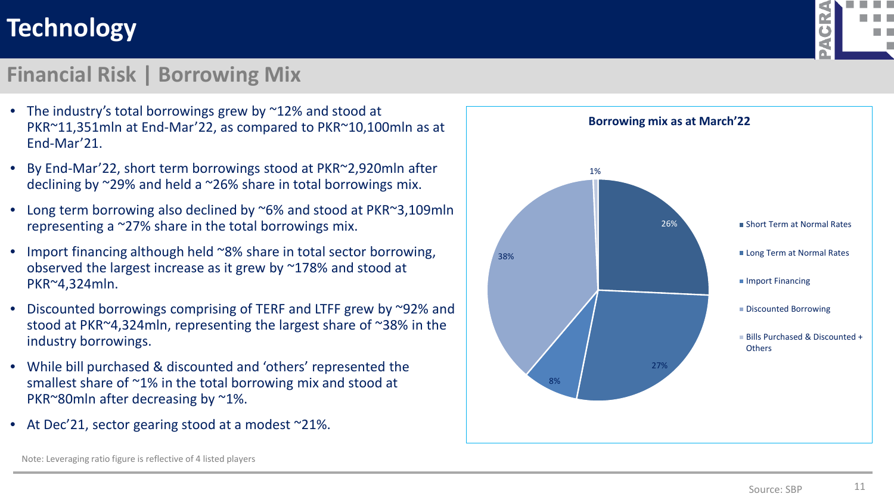# Technology

## Financial Risk | Borrowing Mix

- The industry's total borrowings grew by ~12% and stood at PKR~11,351mln at End-Mar'22, as compared to PKR~10,100mln as at End-Mar'21.
- By End-Mar'22, short term borrowings stood at PKR~2,920mln after declining by ~29% and held a ~26% share in total borrowings mix.
- Long term borrowing also declined by ~6% and stood at PKR~3,109mln representing a ~27% share in the total borrowings mix.
- Import financing although held ~8% share in total sector borrowing, observed the largest increase as it grew by ~178% and stood at PKR~4,324mln.
- Discounted borrowings comprising of TERF and LTFF grew by ~92% and stood at PKR~4,324mln, representing the largest share of ~38% in the industry borrowings.
- While bill purchased & discounted and 'others' represented the smallest share of ~1% in the total borrowing mix and stood at PKR~80mln after decreasing by ~1%.
- At Dec'21, sector gearing stood at a modest ~21%.

**Borrowing mix as at March'22**

| Category | Share |
|---|---|
| Short Term at Normal Rates | 26% |
| Long Term at Normal Rates | 27% |
| Import Financing | 8% |
| Discounted Borrowing | 38% |
| Bills Purchased & Discounted + Others | 1% |

Note: Leveraging ratio figure is reflective of 4 listed players

Source: SBP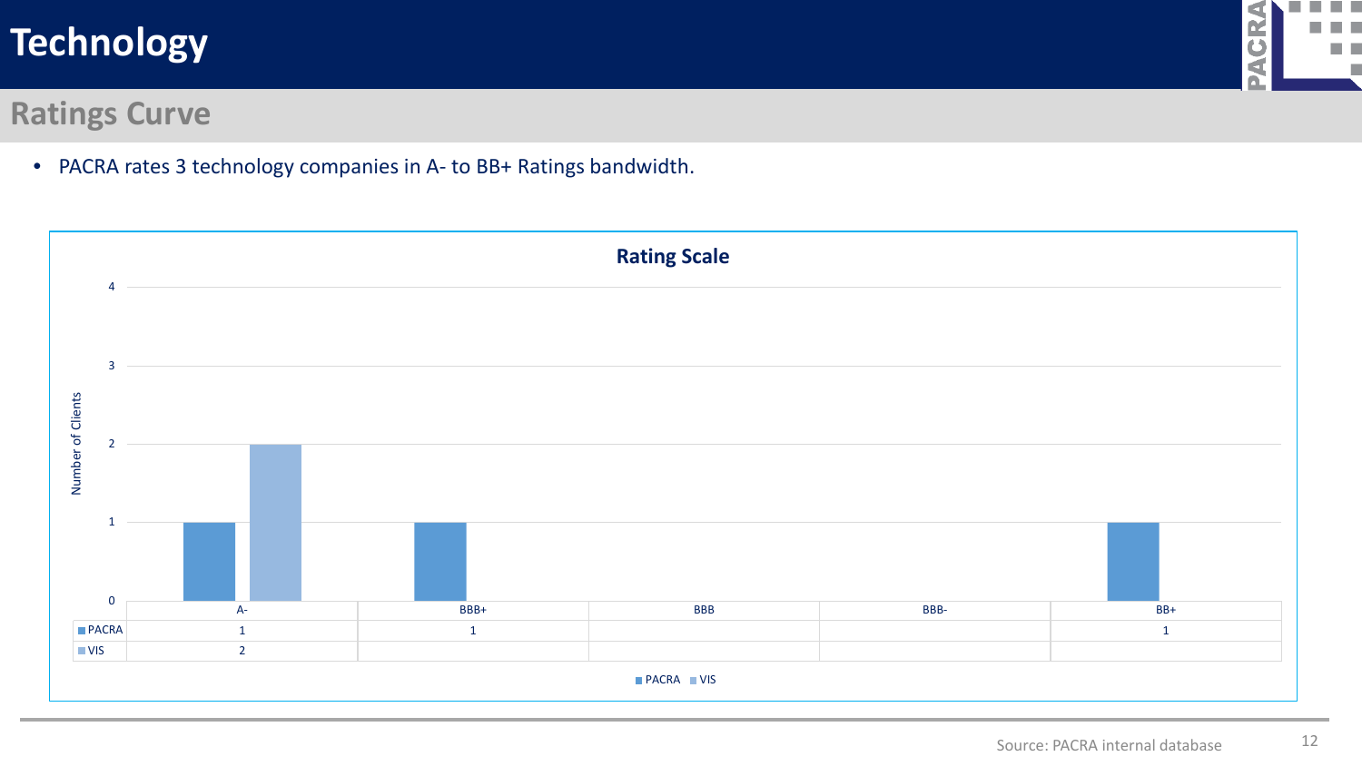# Technology

## Ratings Curve

- PACRA rates 3 technology companies in A- to BB+ Ratings bandwidth.

**Rating Scale**

| | A- | BBB+ | BBB | BBB- | BB+ |
|---|---|---|---|---|---|
| PACRA | 1 | 1 | | | 1 |
| VIS | 2 | | | | |

Source: PACRA internal database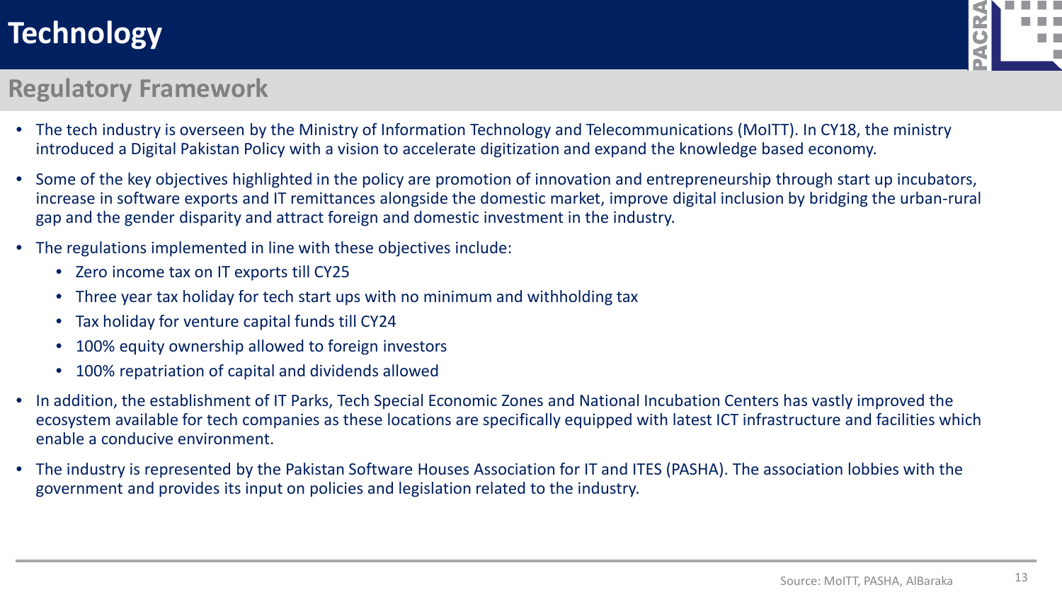# Technology

## Regulatory Framework

- The tech industry is overseen by the Ministry of Information Technology and Telecommunications (MoITT). In CY18, the ministry introduced a Digital Pakistan Policy with a vision to accelerate digitization and expand the knowledge based economy.
- Some of the key objectives highlighted in the policy are promotion of innovation and entrepreneurship through start up incubators, increase in software exports and IT remittances alongside the domestic market, improve digital inclusion by bridging the urban-rural gap and the gender disparity and attract foreign and domestic investment in the industry.
- The regulations implemented in line with these objectives include:
  - Zero income tax on IT exports till CY25
  - Three year tax holiday for tech start ups with no minimum and withholding tax
  - Tax holiday for venture capital funds till CY24
  - 100% equity ownership allowed to foreign investors
  - 100% repatriation of capital and dividends allowed
- In addition, the establishment of IT Parks, Tech Special Economic Zones and National Incubation Centers has vastly improved the ecosystem available for tech companies as these locations are specifically equipped with latest ICT infrastructure and facilities which enable a conducive environment.
- The industry is represented by the Pakistan Software Houses Association for IT and ITES (PASHA). The association lobbies with the government and provides its input on policies and legislation related to the industry.

Source: MoITT, PASHA, AlBaraka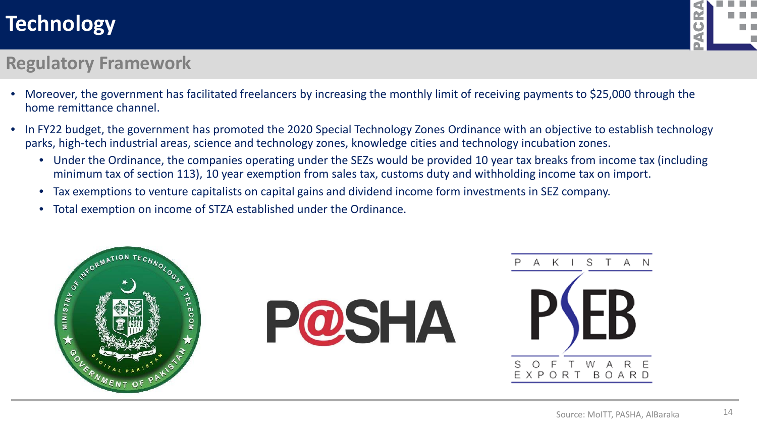# Technology

## Regulatory Framework

- Moreover, the government has facilitated freelancers by increasing the monthly limit of receiving payments to $25,000 through the home remittance channel.
- In FY22 budget, the government has promoted the 2020 Special Technology Zones Ordinance with an objective to establish technology parks, high-tech industrial areas, science and technology zones, knowledge cities and technology incubation zones.
  - Under the Ordinance, the companies operating under the SEZs would be provided 10 year tax breaks from income tax (including minimum tax of section 113), 10 year exemption from sales tax, customs duty and withholding income tax on import.
  - Tax exemptions to venture capitalists on capital gains and dividend income form investments in SEZ company.
  - Total exemption on income of STZA established under the Ordinance.

Source: MoITT, PASHA, AlBaraka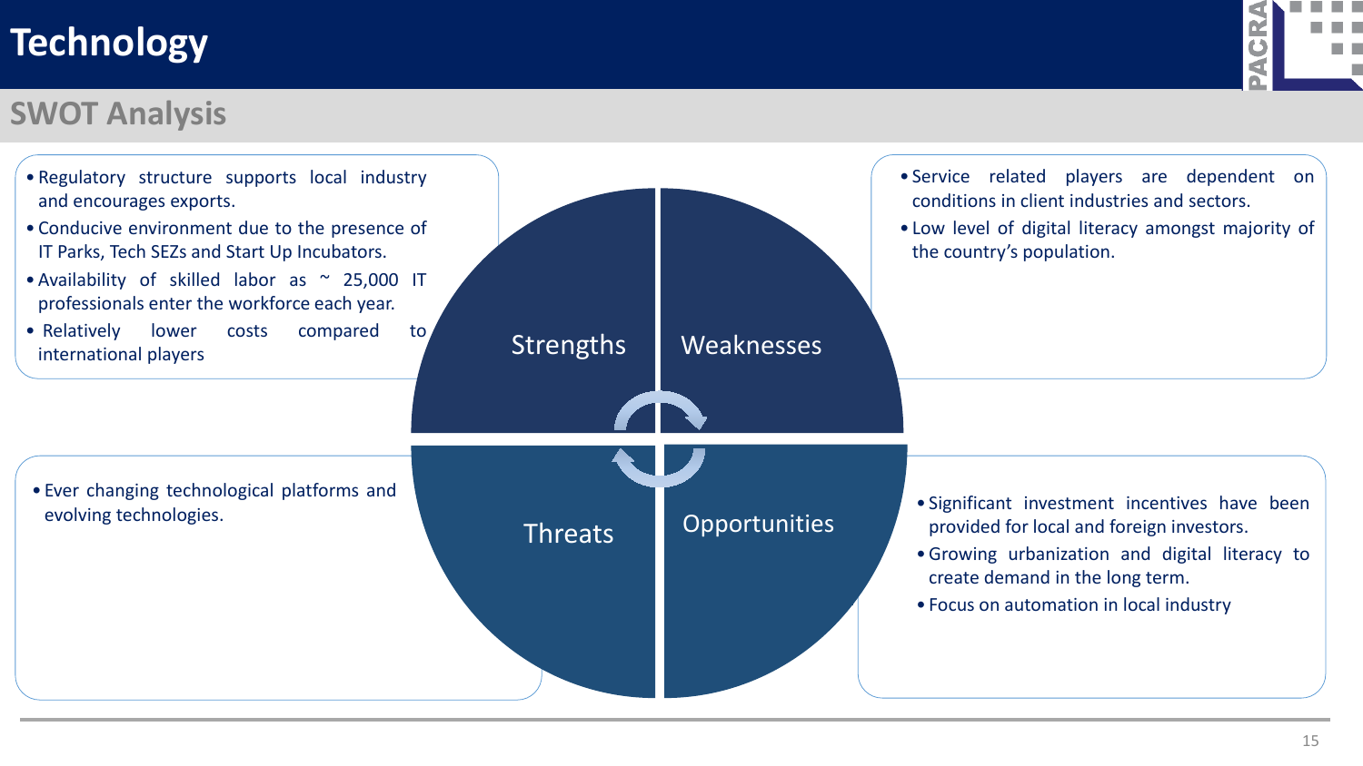# Technology

## SWOT Analysis

### Strengths

- Regulatory structure supports local industry and encourages exports.
- Conducive environment due to the presence of IT Parks, Tech SEZs and Start Up Incubators.
- Availability of skilled labor as ~ 25,000 IT professionals enter the workforce each year.
- Relatively lower costs compared to international players

### Weaknesses

- Service related players are dependent on conditions in client industries and sectors.
- Low level of digital literacy amongst majority of the country's population.

### Threats

- Ever changing technological platforms and evolving technologies.

### Opportunities

- Significant investment incentives have been provided for local and foreign investors.
- Growing urbanization and digital literacy to create demand in the long term.
- Focus on automation in local industry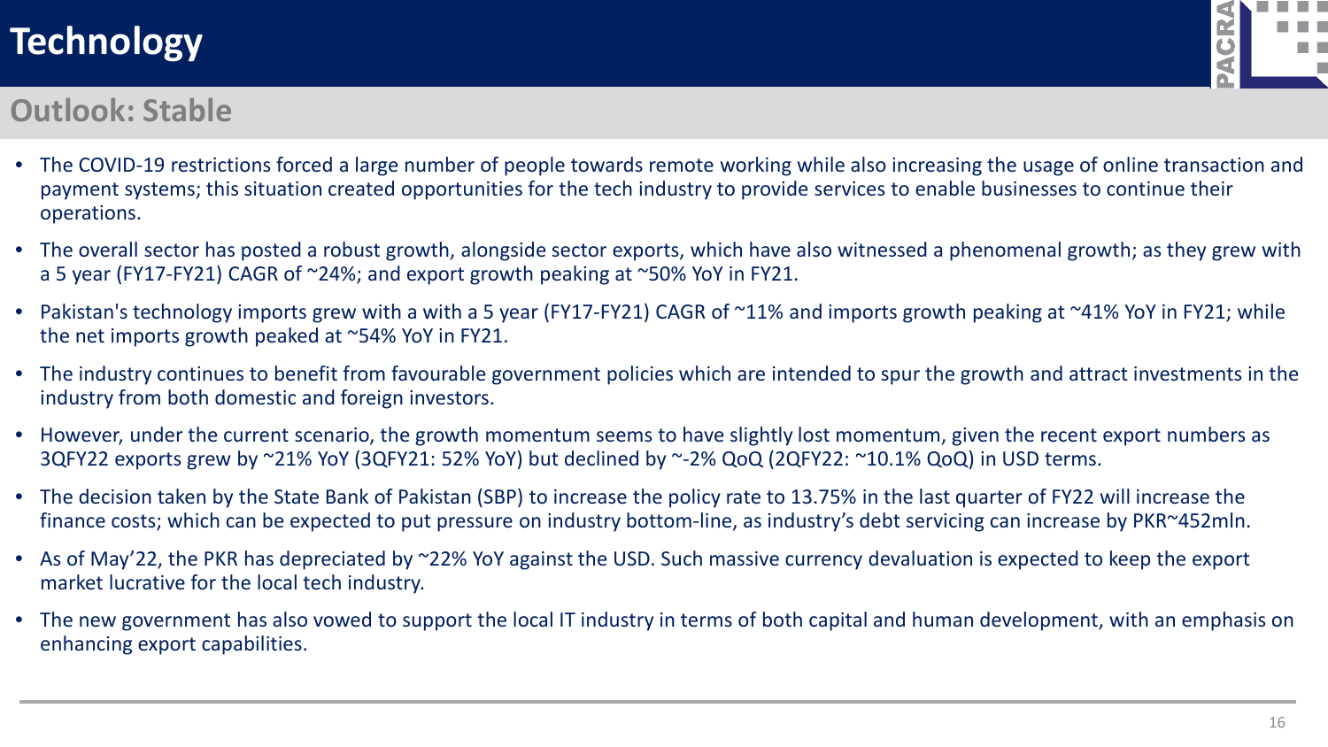# Technology

## Outlook: Stable

- The COVID-19 restrictions forced a large number of people towards remote working while also increasing the usage of online transaction and payment systems; this situation created opportunities for the tech industry to provide services to enable businesses to continue their operations.
- The overall sector has posted a robust growth, alongside sector exports, which have also witnessed a phenomenal growth; as they grew with a 5 year (FY17-FY21) CAGR of ~24%; and export growth peaking at ~50% YoY in FY21.
- Pakistan's technology imports grew with a with a 5 year (FY17-FY21) CAGR of ~11% and imports growth peaking at ~41% YoY in FY21; while the net imports growth peaked at ~54% YoY in FY21.
- The industry continues to benefit from favourable government policies which are intended to spur the growth and attract investments in the industry from both domestic and foreign investors.
- However, under the current scenario, the growth momentum seems to have slightly lost momentum, given the recent export numbers as 3QFY22 exports grew by ~21% YoY (3QFY21: 52% YoY) but declined by ~-2% QoQ (2QFY22: ~10.1% QoQ) in USD terms.
- The decision taken by the State Bank of Pakistan (SBP) to increase the policy rate to 13.75% in the last quarter of FY22 will increase the finance costs; which can be expected to put pressure on industry bottom-line, as industry's debt servicing can increase by PKR~452mln.
- As of May'22, the PKR has depreciated by ~22% YoY against the USD. Such massive currency devaluation is expected to keep the export market lucrative for the local tech industry.
- The new government has also vowed to support the local IT industry in terms of both capital and human development, with an emphasis on enhancing export capabilities.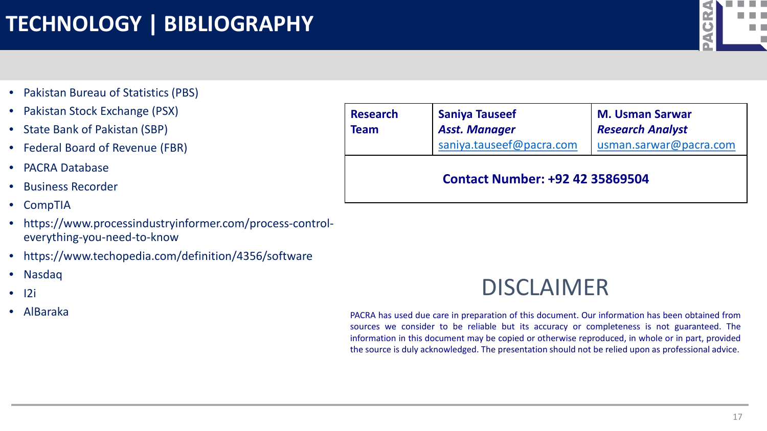# TECHNOLOGY | BIBLIOGRAPHY

- Pakistan Bureau of Statistics (PBS)
- Pakistan Stock Exchange (PSX)
- State Bank of Pakistan (SBP)
- Federal Board of Revenue (FBR)
- PACRA Database
- Business Recorder
- CompTIA
- https://www.processindustryinformer.com/process-control-everything-you-need-to-know
- https://www.techopedia.com/definition/4356/software
- Nasdaq
- I2i
- AlBaraka

| | | |
|---|---|---|
| **Research Team** | **Saniya Tauseef**<br>***Asst. Manager***<br>saniya.tauseef@pacra.com | **M. Usman Sarwar**<br>***Research Analyst***<br>usman.sarwar@pacra.com |
| **Contact Number: +92 42 35869504** | | |

## DISCLAIMER

PACRA has used due care in preparation of this document. Our information has been obtained from sources we consider to be reliable but its accuracy or completeness is not guaranteed. The information in this document may be copied or otherwise reproduced, in whole or in part, provided the source is duly acknowledged. The presentation should not be relied upon as professional advice.